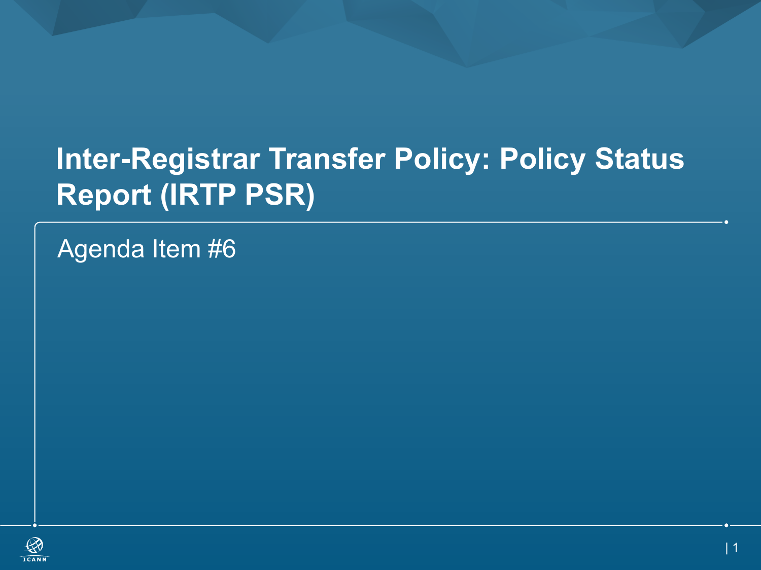# Inter-Registrar Transfer Policy: Policy Status Report (IRTP PSR)

Agenda Item #6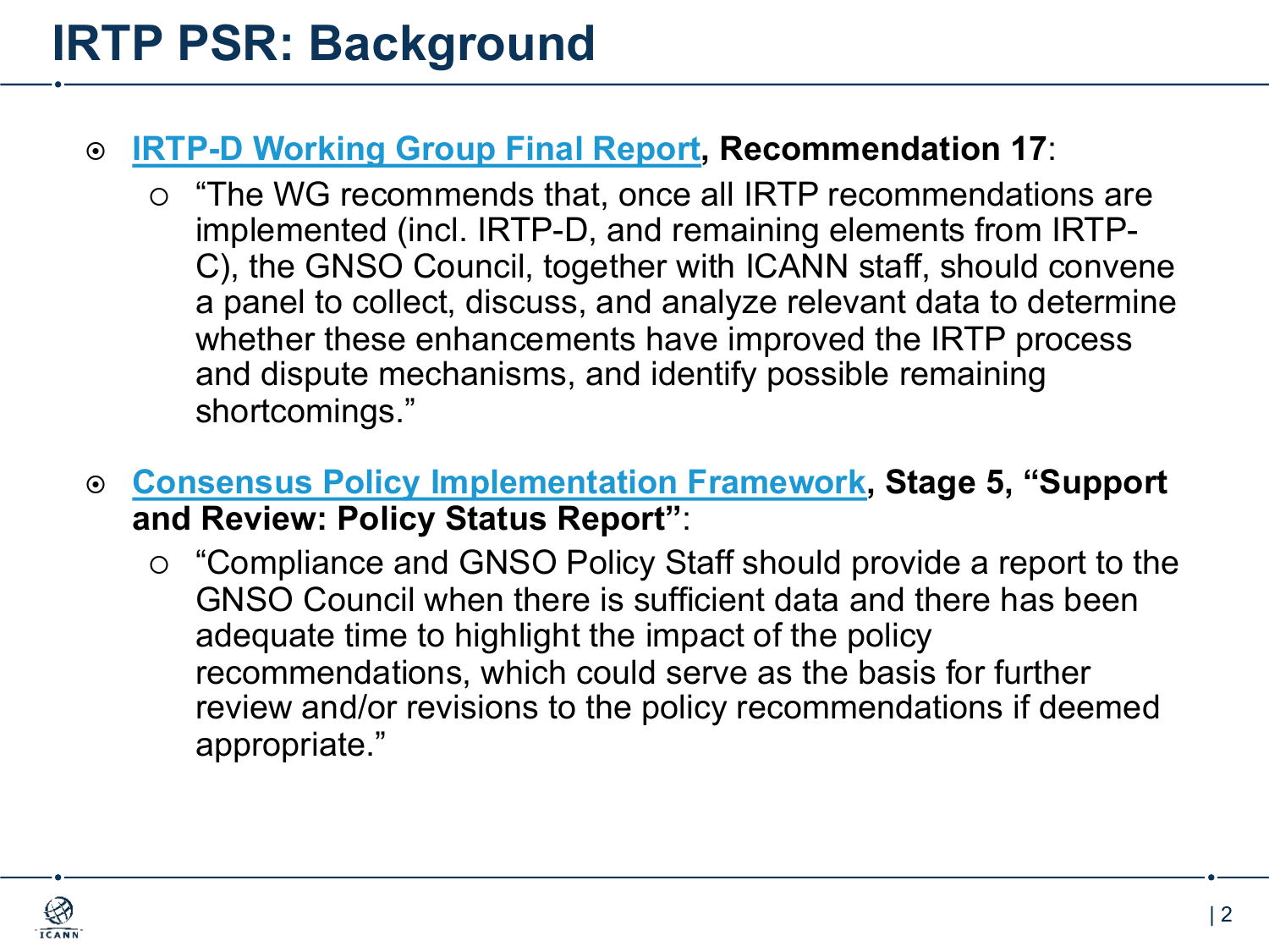# IRTP PSR: Background

- **IRTP-D Working Group Final Report, Recommendation 17**:
  - "The WG recommends that, once all IRTP recommendations are implemented (incl. IRTP-D, and remaining elements from IRTP-C), the GNSO Council, together with ICANN staff, should convene a panel to collect, discuss, and analyze relevant data to determine whether these enhancements have improved the IRTP process and dispute mechanisms, and identify possible remaining shortcomings."

- **Consensus Policy Implementation Framework, Stage 5, "Support and Review: Policy Status Report"**:
  - "Compliance and GNSO Policy Staff should provide a report to the GNSO Council when there is sufficient data and there has been adequate time to highlight the impact of the policy recommendations, which could serve as the basis for further review and/or revisions to the policy recommendations if deemed appropriate."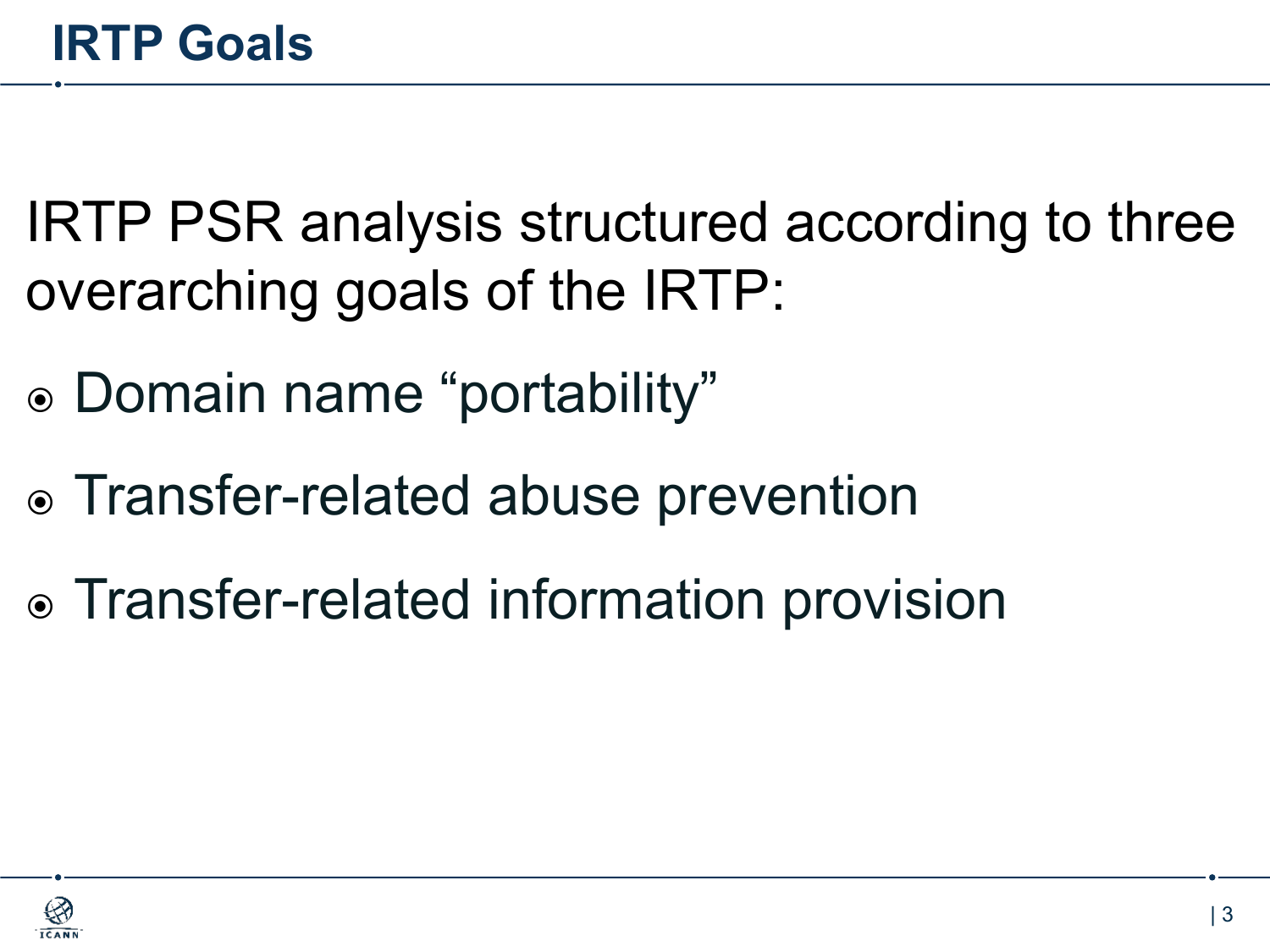# IRTP Goals

IRTP PSR analysis structured according to three overarching goals of the IRTP:

- Domain name “portability”
- Transfer-related abuse prevention
- Transfer-related information provision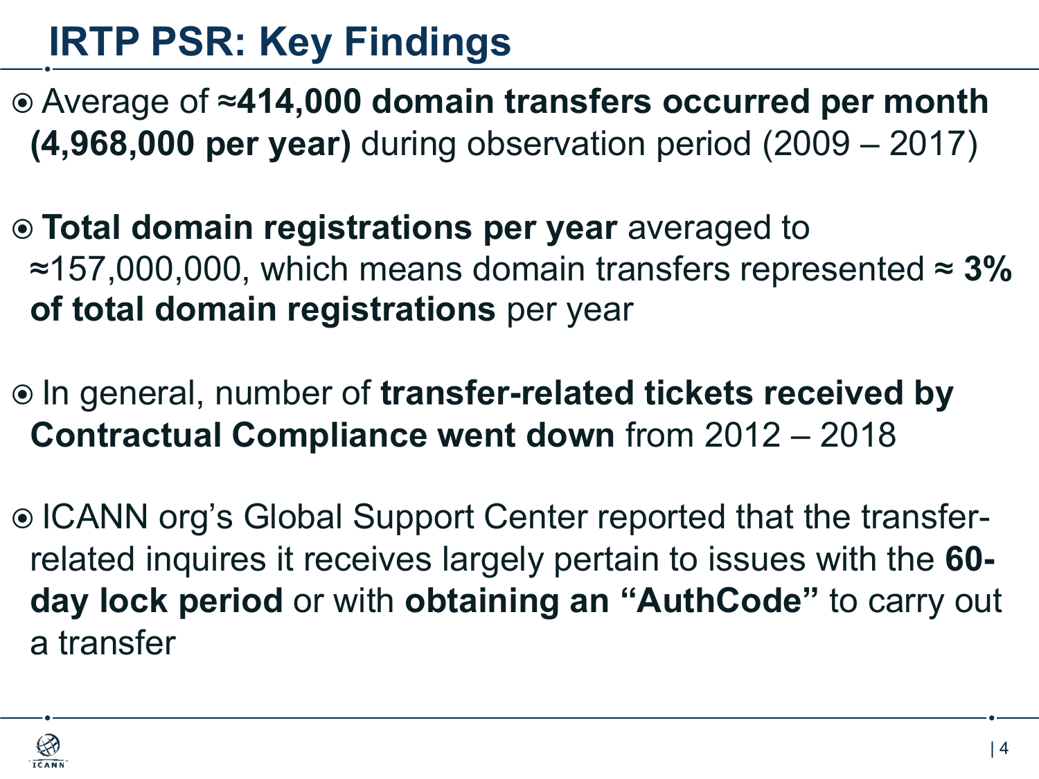# IRTP PSR: Key Findings

- Average of **≈414,000 domain transfers occurred per month (4,968,000 per year)** during observation period (2009 – 2017)

- **Total domain registrations per year** averaged to ≈157,000,000, which means domain transfers represented **≈ 3% of total domain registrations** per year

- In general, number of **transfer-related tickets received by Contractual Compliance went down** from 2012 – 2018

- ICANN org's Global Support Center reported that the transfer-related inquires it receives largely pertain to issues with the **60-day lock period** or with **obtaining an "AuthCode"** to carry out a transfer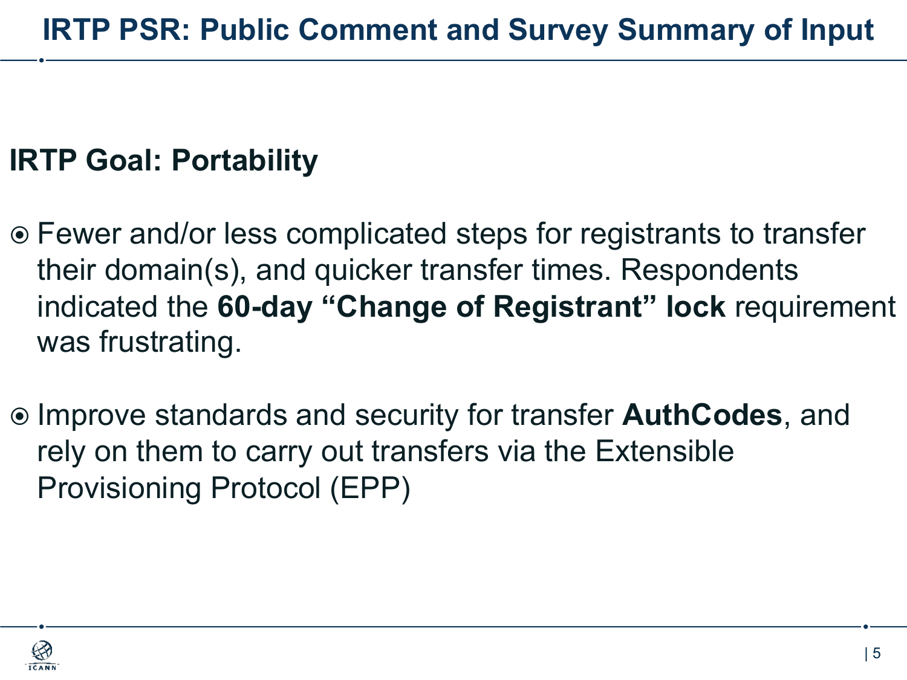# IRTP PSR: Public Comment and Survey Summary of Input

## IRTP Goal: Portability

- Fewer and/or less complicated steps for registrants to transfer their domain(s), and quicker transfer times. Respondents indicated the **60-day “Change of Registrant” lock** requirement was frustrating.
- Improve standards and security for transfer **AuthCodes**, and rely on them to carry out transfers via the Extensible Provisioning Protocol (EPP)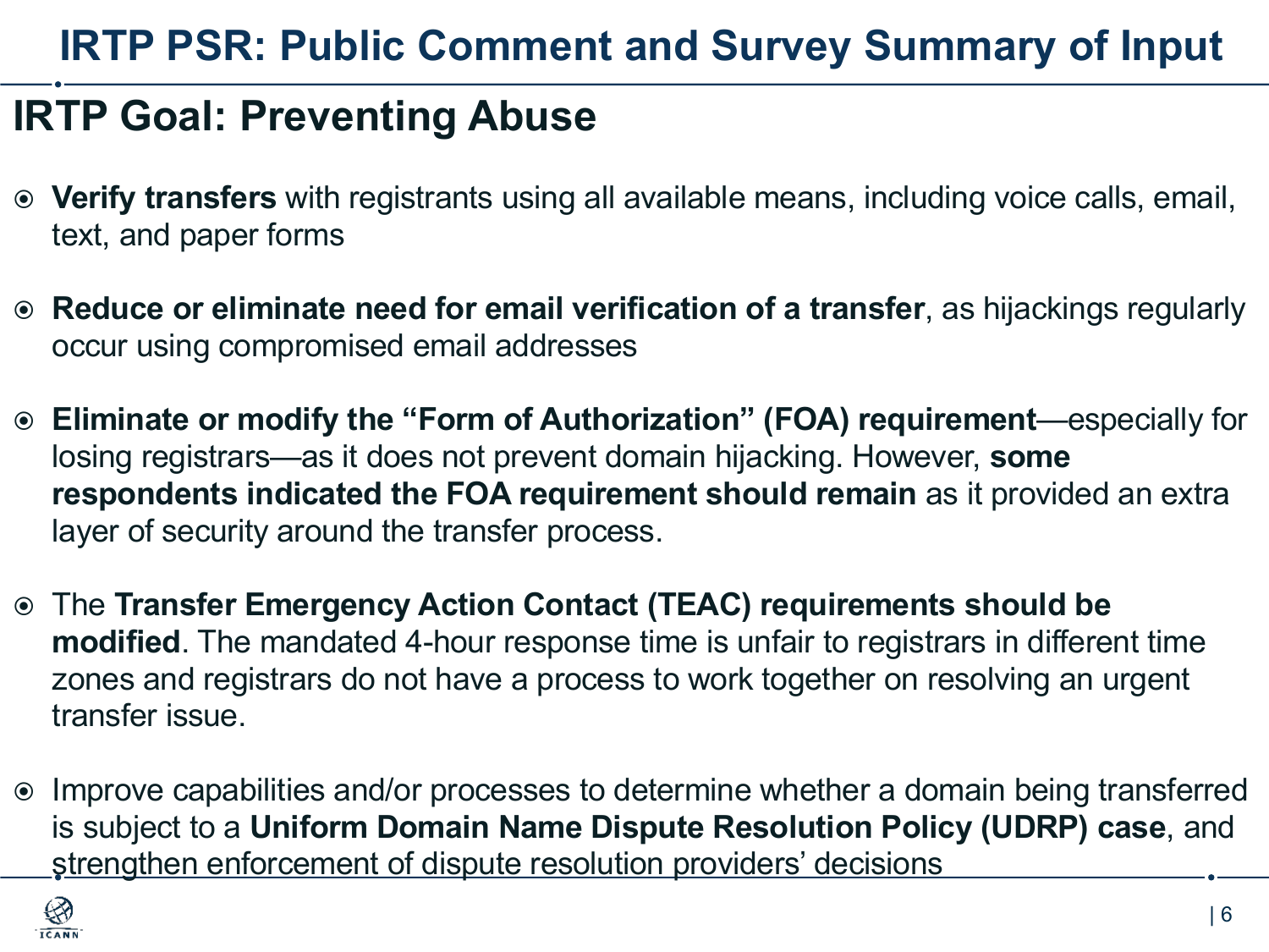# IRTP PSR: Public Comment and Survey Summary of Input

## IRTP Goal: Preventing Abuse

- **Verify transfers** with registrants using all available means, including voice calls, email, text, and paper forms
- **Reduce or eliminate need for email verification of a transfer**, as hijackings regularly occur using compromised email addresses
- **Eliminate or modify the "Form of Authorization" (FOA) requirement**—especially for losing registrars—as it does not prevent domain hijacking. However, **some respondents indicated the FOA requirement should remain** as it provided an extra layer of security around the transfer process.
- The **Transfer Emergency Action Contact (TEAC) requirements should be modified**. The mandated 4-hour response time is unfair to registrars in different time zones and registrars do not have a process to work together on resolving an urgent transfer issue.
- Improve capabilities and/or processes to determine whether a domain being transferred is subject to a **Uniform Domain Name Dispute Resolution Policy (UDRP) case**, and strengthen enforcement of dispute resolution providers' decisions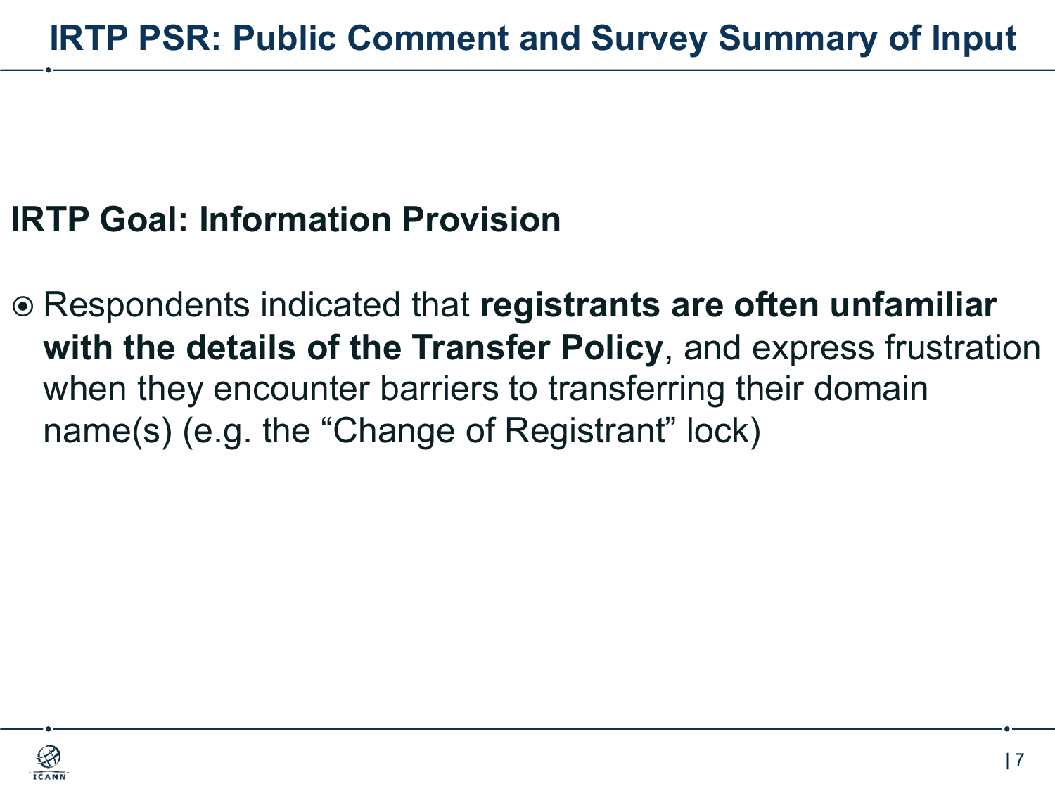# IRTP PSR: Public Comment and Survey Summary of Input

## IRTP Goal: Information Provision

- Respondents indicated that **registrants are often unfamiliar with the details of the Transfer Policy**, and express frustration when they encounter barriers to transferring their domain name(s) (e.g. the “Change of Registrant” lock)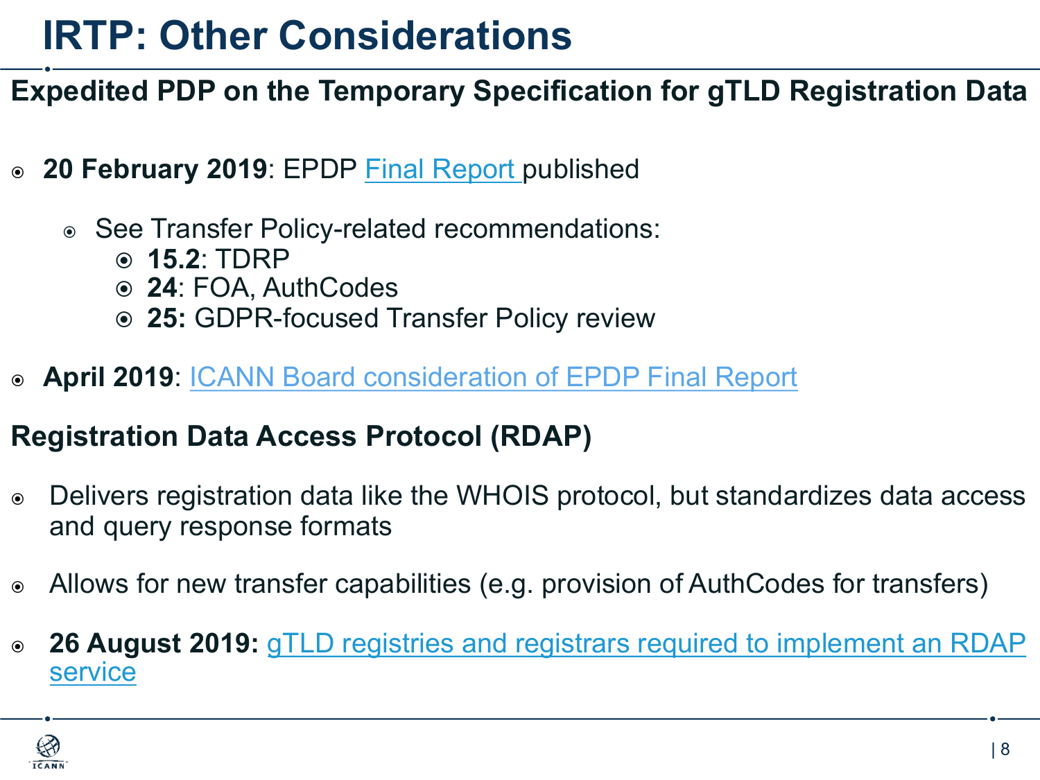# IRTP: Other Considerations

## Expedited PDP on the Temporary Specification for gTLD Registration Data

- **20 February 2019**: EPDP Final Report published
  - See Transfer Policy-related recommendations:
    - **15.2**: TDRP
    - **24**: FOA, AuthCodes
    - **25:** GDPR-focused Transfer Policy review
- **April 2019**: ICANN Board consideration of EPDP Final Report

## Registration Data Access Protocol (RDAP)

- Delivers registration data like the WHOIS protocol, but standardizes data access and query response formats
- Allows for new transfer capabilities (e.g. provision of AuthCodes for transfers)
- **26 August 2019:** gTLD registries and registrars required to implement an RDAP service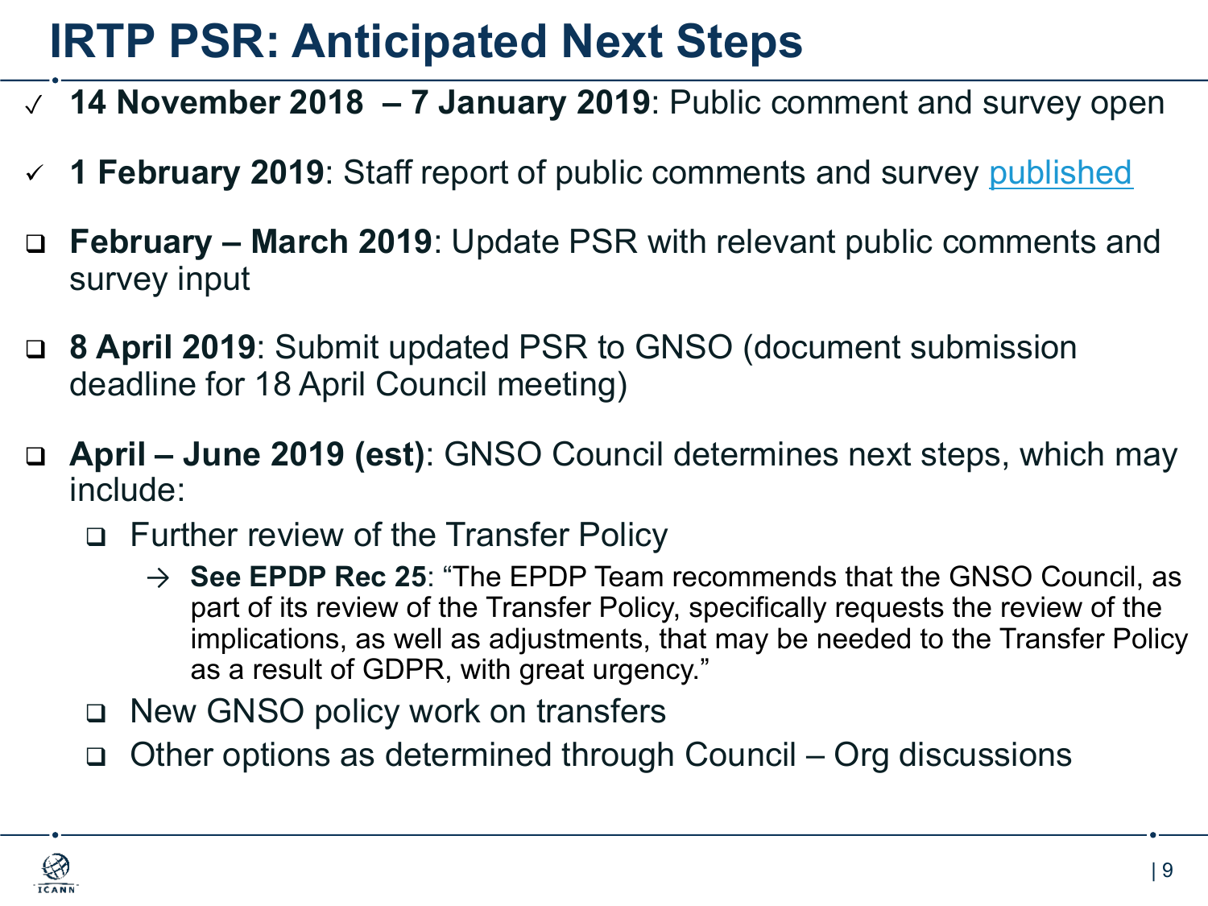# IRTP PSR: Anticipated Next Steps

- ✓ **14 November 2018 – 7 January 2019**: Public comment and survey open
- ✓ **1 February 2019**: Staff report of public comments and survey published
- ❑ **February – March 2019**: Update PSR with relevant public comments and survey input
- ❑ **8 April 2019**: Submit updated PSR to GNSO (document submission deadline for 18 April Council meeting)
- ❑ **April – June 2019 (est)**: GNSO Council determines next steps, which may include:
  - ❑ Further review of the Transfer Policy
    - → **See EPDP Rec 25**: "The EPDP Team recommends that the GNSO Council, as part of its review of the Transfer Policy, specifically requests the review of the implications, as well as adjustments, that may be needed to the Transfer Policy as a result of GDPR, with great urgency."
  - ❑ New GNSO policy work on transfers
  - ❑ Other options as determined through Council – Org discussions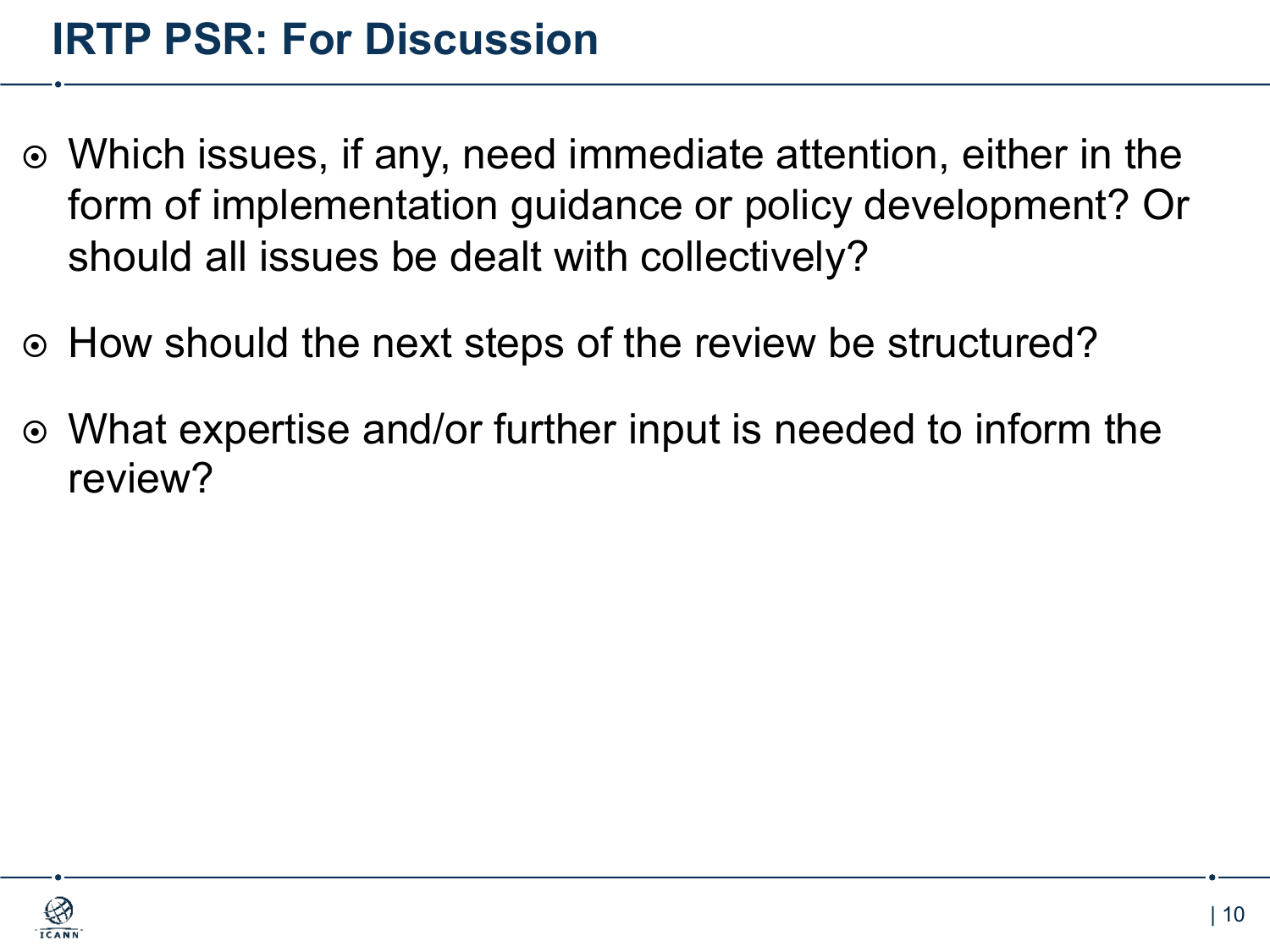# IRTP PSR: For Discussion

- Which issues, if any, need immediate attention, either in the form of implementation guidance or policy development? Or should all issues be dealt with collectively?
- How should the next steps of the review be structured?
- What expertise and/or further input is needed to inform the review?